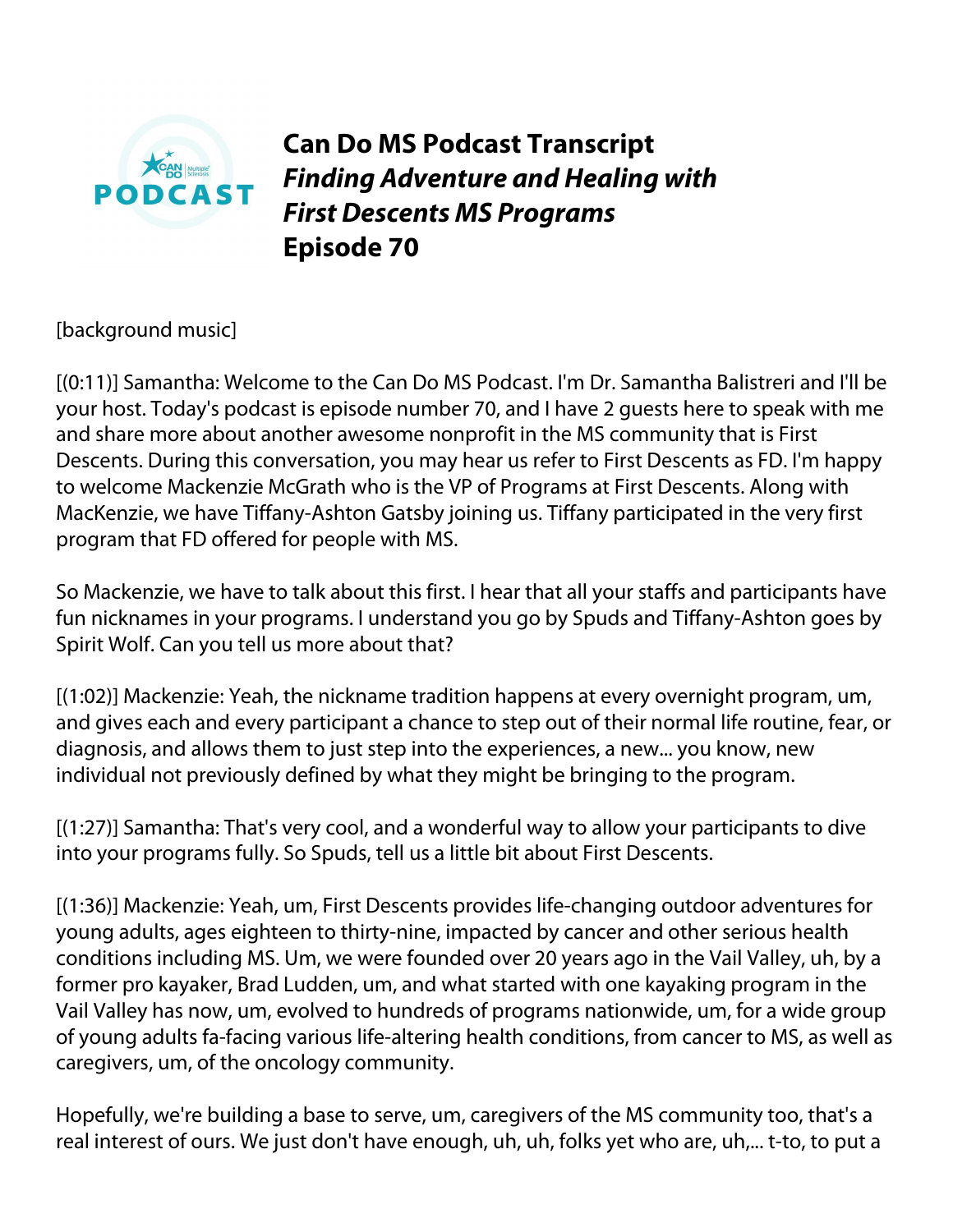# Can Do MS Podcast Transcript
## *Finding Adventure and Healing with First Descents MS Programs*
## Episode 70

[background music]

[(0:11)] Samantha: Welcome to the Can Do MS Podcast. I'm Dr. Samantha Balistreri and I'll be your host. Today's podcast is episode number 70, and I have 2 guests here to speak with me and share more about another awesome nonprofit in the MS community that is First Descents. During this conversation, you may hear us refer to First Descents as FD. I'm happy to welcome Mackenzie McGrath who is the VP of Programs at First Descents. Along with MacKenzie, we have Tiffany-Ashton Gatsby joining us. Tiffany participated in the very first program that FD offered for people with MS.

So Mackenzie, we have to talk about this first. I hear that all your staffs and participants have fun nicknames in your programs. I understand you go by Spuds and Tiffany-Ashton goes by Spirit Wolf. Can you tell us more about that?

[(1:02)] Mackenzie: Yeah, the nickname tradition happens at every overnight program, um, and gives each and every participant a chance to step out of their normal life routine, fear, or diagnosis, and allows them to just step into the experiences, a new... you know, new individual not previously defined by what they might be bringing to the program.

[(1:27)] Samantha: That's very cool, and a wonderful way to allow your participants to dive into your programs fully. So Spuds, tell us a little bit about First Descents.

[(1:36)] Mackenzie: Yeah, um, First Descents provides life-changing outdoor adventures for young adults, ages eighteen to thirty-nine, impacted by cancer and other serious health conditions including MS. Um, we were founded over 20 years ago in the Vail Valley, uh, by a former pro kayaker, Brad Ludden, um, and what started with one kayaking program in the Vail Valley has now, um, evolved to hundreds of programs nationwide, um, for a wide group of young adults fa-facing various life-altering health conditions, from cancer to MS, as well as caregivers, um, of the oncology community.

Hopefully, we're building a base to serve, um, caregivers of the MS community too, that's a real interest of ours. We just don't have enough, uh, uh, folks yet who are, uh,... t-to, to put a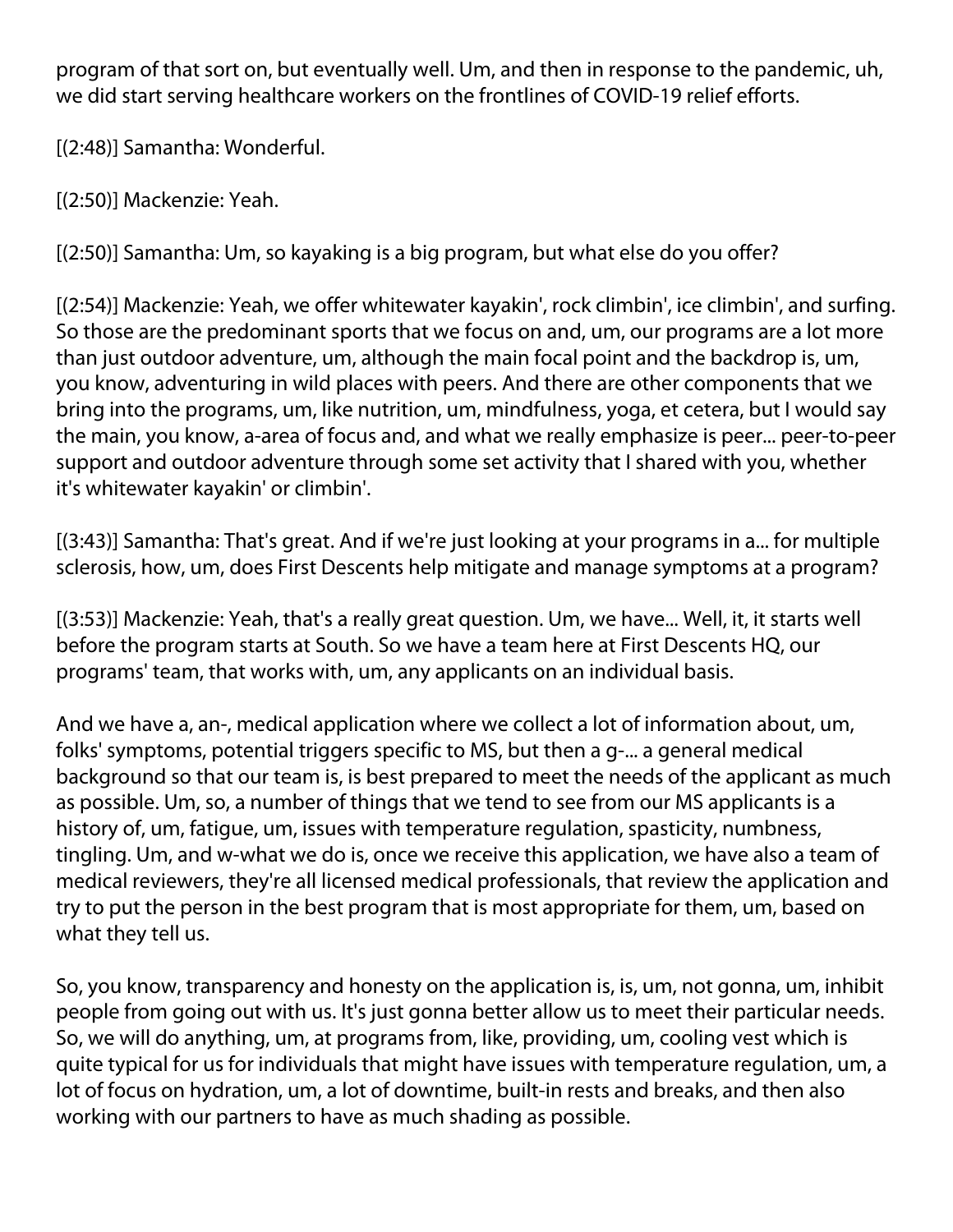program of that sort on, but eventually well. Um, and then in response to the pandemic, uh, we did start serving healthcare workers on the frontlines of COVID-19 relief efforts.

[(2:48)] Samantha: Wonderful.

[(2:50)] Mackenzie: Yeah.

[(2:50)] Samantha: Um, so kayaking is a big program, but what else do you offer?

[(2:54)] Mackenzie: Yeah, we offer whitewater kayakin', rock climbin', ice climbin', and surfing. So those are the predominant sports that we focus on and, um, our programs are a lot more than just outdoor adventure, um, although the main focal point and the backdrop is, um, you know, adventuring in wild places with peers. And there are other components that we bring into the programs, um, like nutrition, um, mindfulness, yoga, et cetera, but I would say the main, you know, a-area of focus and, and what we really emphasize is peer... peer-to-peer support and outdoor adventure through some set activity that I shared with you, whether it's whitewater kayakin' or climbin'.

[(3:43)] Samantha: That's great. And if we're just looking at your programs in a... for multiple sclerosis, how, um, does First Descents help mitigate and manage symptoms at a program?

[(3:53)] Mackenzie: Yeah, that's a really great question. Um, we have... Well, it, it starts well before the program starts at South. So we have a team here at First Descents HQ, our programs' team, that works with, um, any applicants on an individual basis.

And we have a, an-, medical application where we collect a lot of information about, um, folks' symptoms, potential triggers specific to MS, but then a g-... a general medical background so that our team is, is best prepared to meet the needs of the applicant as much as possible. Um, so, a number of things that we tend to see from our MS applicants is a history of, um, fatigue, um, issues with temperature regulation, spasticity, numbness, tingling. Um, and w-what we do is, once we receive this application, we have also a team of medical reviewers, they're all licensed medical professionals, that review the application and try to put the person in the best program that is most appropriate for them, um, based on what they tell us.

So, you know, transparency and honesty on the application is, is, um, not gonna, um, inhibit people from going out with us. It's just gonna better allow us to meet their particular needs. So, we will do anything, um, at programs from, like, providing, um, cooling vest which is quite typical for us for individuals that might have issues with temperature regulation, um, a lot of focus on hydration, um, a lot of downtime, built-in rests and breaks, and then also working with our partners to have as much shading as possible.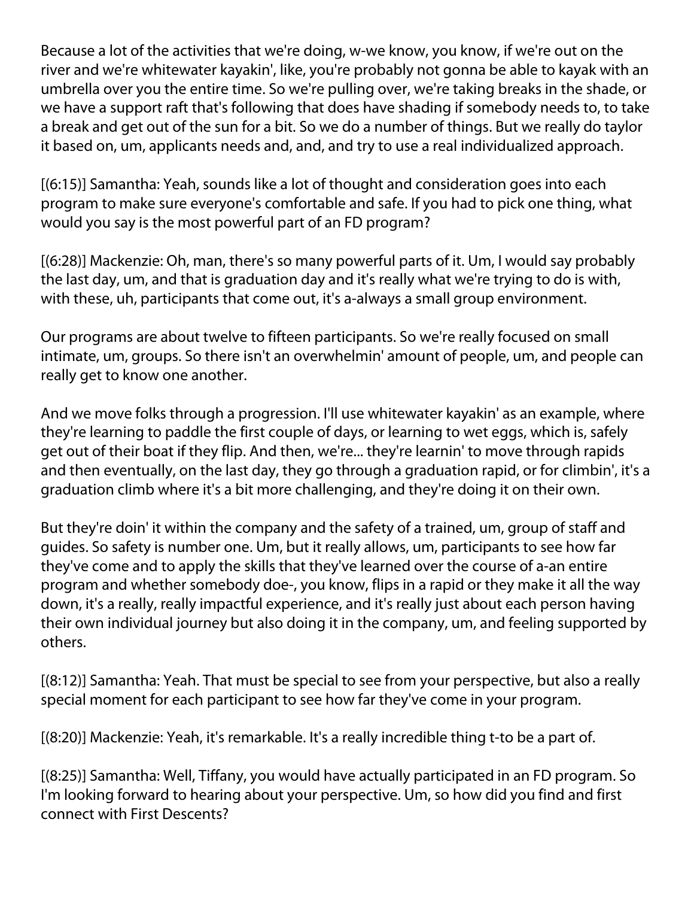Because a lot of the activities that we're doing, w-we know, you know, if we're out on the river and we're whitewater kayakin', like, you're probably not gonna be able to kayak with an umbrella over you the entire time. So we're pulling over, we're taking breaks in the shade, or we have a support raft that's following that does have shading if somebody needs to, to take a break and get out of the sun for a bit. So we do a number of things. But we really do taylor it based on, um, applicants needs and, and, and try to use a real individualized approach.

[(6:15)] Samantha: Yeah, sounds like a lot of thought and consideration goes into each program to make sure everyone's comfortable and safe. If you had to pick one thing, what would you say is the most powerful part of an FD program?

[(6:28)] Mackenzie: Oh, man, there's so many powerful parts of it. Um, I would say probably the last day, um, and that is graduation day and it's really what we're trying to do is with, with these, uh, participants that come out, it's a-always a small group environment.

Our programs are about twelve to fifteen participants. So we're really focused on small intimate, um, groups. So there isn't an overwhelmin' amount of people, um, and people can really get to know one another.

And we move folks through a progression. I'll use whitewater kayakin' as an example, where they're learning to paddle the first couple of days, or learning to wet eggs, which is, safely get out of their boat if they flip. And then, we're... they're learnin' to move through rapids and then eventually, on the last day, they go through a graduation rapid, or for climbin', it's a graduation climb where it's a bit more challenging, and they're doing it on their own.

But they're doin' it within the company and the safety of a trained, um, group of staff and guides. So safety is number one. Um, but it really allows, um, participants to see how far they've come and to apply the skills that they've learned over the course of a-an entire program and whether somebody doe-, you know, flips in a rapid or they make it all the way down, it's a really, really impactful experience, and it's really just about each person having their own individual journey but also doing it in the company, um, and feeling supported by others.

[(8:12)] Samantha: Yeah. That must be special to see from your perspective, but also a really special moment for each participant to see how far they've come in your program.

[(8:20)] Mackenzie: Yeah, it's remarkable. It's a really incredible thing t-to be a part of.

[(8:25)] Samantha: Well, Tiffany, you would have actually participated in an FD program. So I'm looking forward to hearing about your perspective. Um, so how did you find and first connect with First Descents?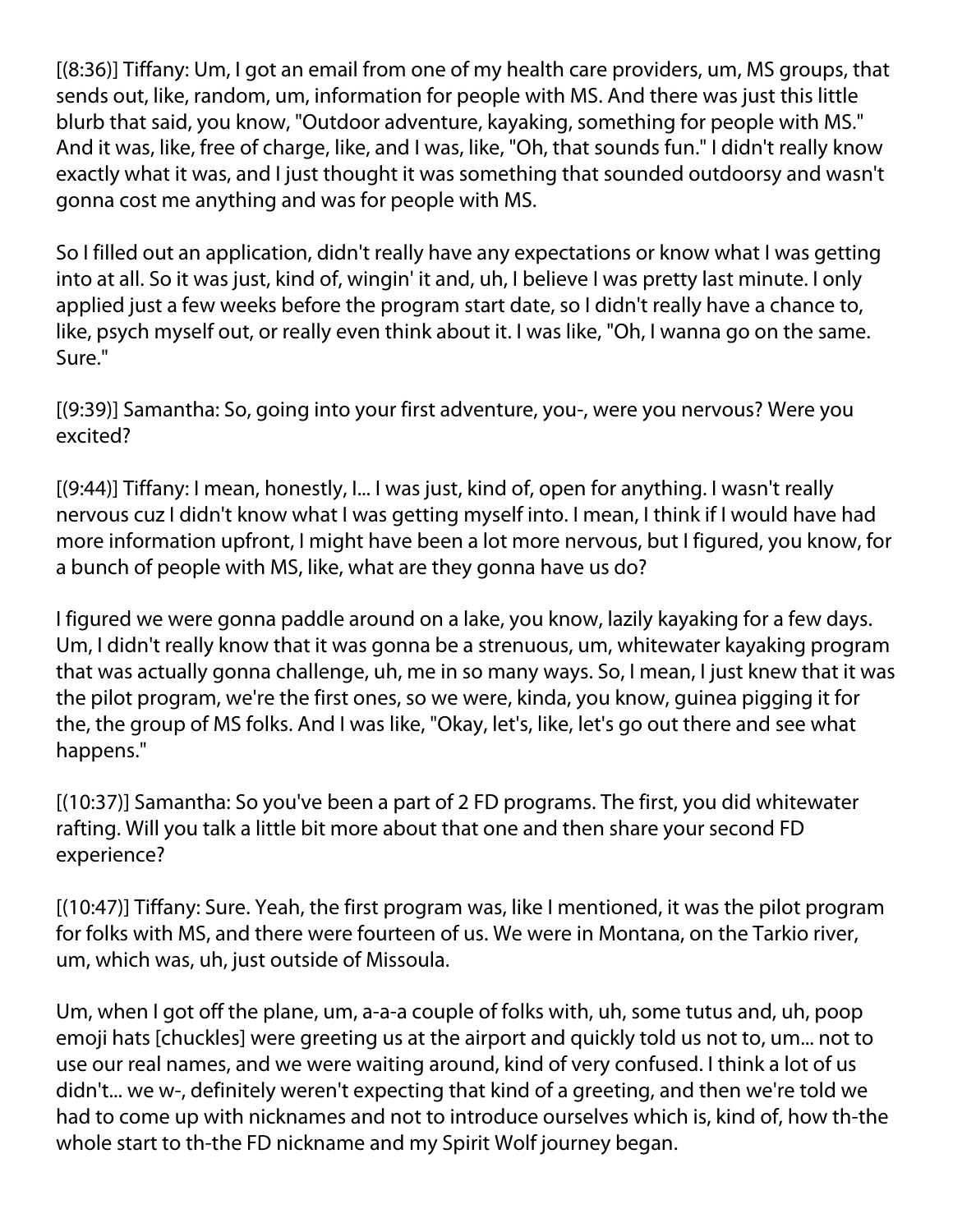[(8:36)] Tiffany: Um, I got an email from one of my health care providers, um, MS groups, that sends out, like, random, um, information for people with MS. And there was just this little blurb that said, you know, "Outdoor adventure, kayaking, something for people with MS." And it was, like, free of charge, like, and I was, like, "Oh, that sounds fun." I didn't really know exactly what it was, and I just thought it was something that sounded outdoorsy and wasn't gonna cost me anything and was for people with MS.

So I filled out an application, didn't really have any expectations or know what I was getting into at all. So it was just, kind of, wingin' it and, uh, I believe I was pretty last minute. I only applied just a few weeks before the program start date, so I didn't really have a chance to, like, psych myself out, or really even think about it. I was like, "Oh, I wanna go on the same. Sure."

[(9:39)] Samantha: So, going into your first adventure, you-, were you nervous? Were you excited?

[(9:44)] Tiffany: I mean, honestly, I... I was just, kind of, open for anything. I wasn't really nervous cuz I didn't know what I was getting myself into. I mean, I think if I would have had more information upfront, I might have been a lot more nervous, but I figured, you know, for a bunch of people with MS, like, what are they gonna have us do?

I figured we were gonna paddle around on a lake, you know, lazily kayaking for a few days. Um, I didn't really know that it was gonna be a strenuous, um, whitewater kayaking program that was actually gonna challenge, uh, me in so many ways. So, I mean, I just knew that it was the pilot program, we're the first ones, so we were, kinda, you know, guinea pigging it for the, the group of MS folks. And I was like, "Okay, let's, like, let's go out there and see what happens."

[(10:37)] Samantha: So you've been a part of 2 FD programs. The first, you did whitewater rafting. Will you talk a little bit more about that one and then share your second FD experience?

[(10:47)] Tiffany: Sure. Yeah, the first program was, like I mentioned, it was the pilot program for folks with MS, and there were fourteen of us. We were in Montana, on the Tarkio river, um, which was, uh, just outside of Missoula.

Um, when I got off the plane, um, a-a-a couple of folks with, uh, some tutus and, uh, poop emoji hats [chuckles] were greeting us at the airport and quickly told us not to, um... not to use our real names, and we were waiting around, kind of very confused. I think a lot of us didn't... we w-, definitely weren't expecting that kind of a greeting, and then we're told we had to come up with nicknames and not to introduce ourselves which is, kind of, how th-the whole start to th-the FD nickname and my Spirit Wolf journey began.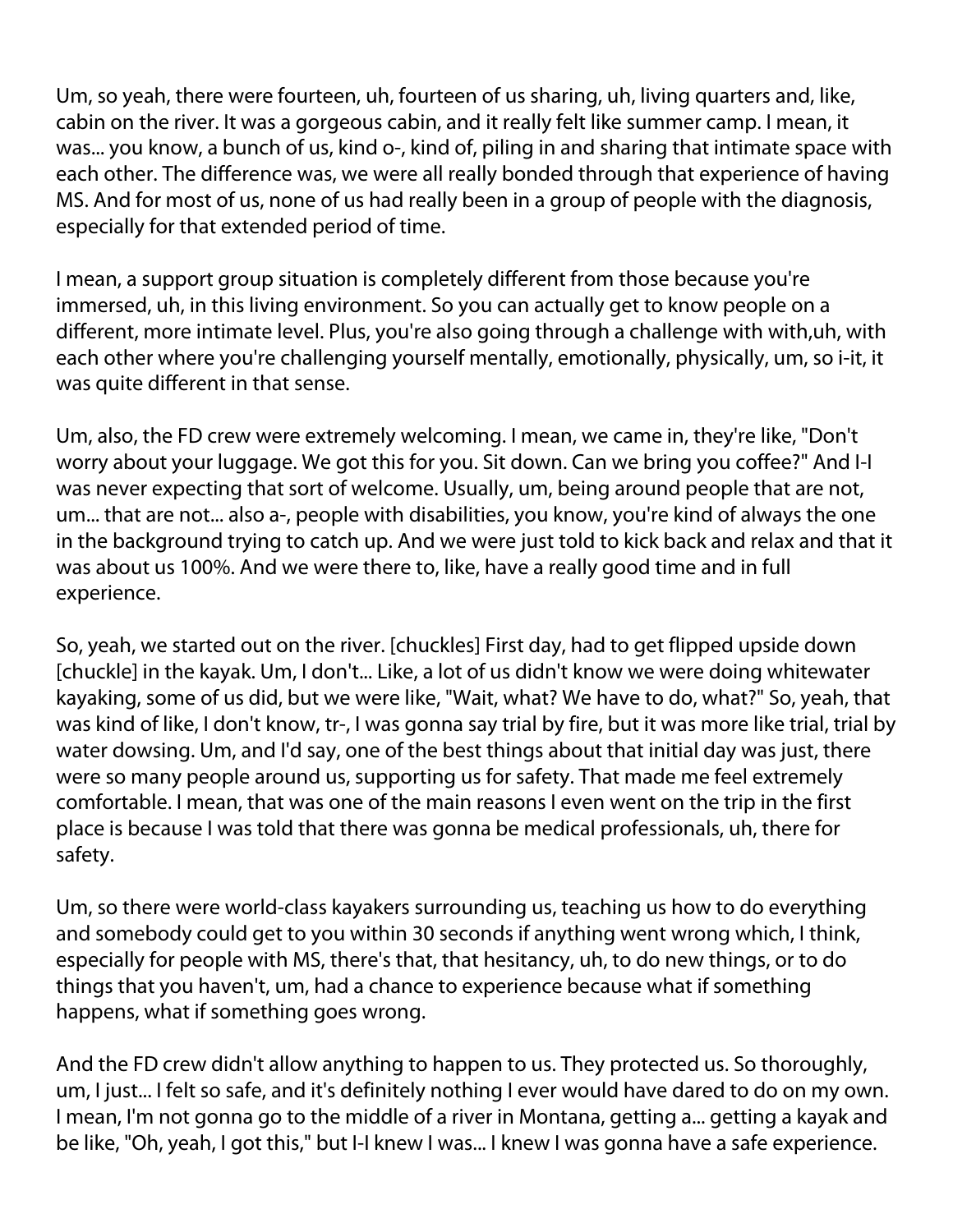Um, so yeah, there were fourteen, uh, fourteen of us sharing, uh, living quarters and, like, cabin on the river. It was a gorgeous cabin, and it really felt like summer camp. I mean, it was... you know, a bunch of us, kind o-, kind of, piling in and sharing that intimate space with each other. The difference was, we were all really bonded through that experience of having MS. And for most of us, none of us had really been in a group of people with the diagnosis, especially for that extended period of time.

I mean, a support group situation is completely different from those because you're immersed, uh, in this living environment. So you can actually get to know people on a different, more intimate level. Plus, you're also going through a challenge with with,uh, with each other where you're challenging yourself mentally, emotionally, physically, um, so i-it, it was quite different in that sense.

Um, also, the FD crew were extremely welcoming. I mean, we came in, they're like, "Don't worry about your luggage. We got this for you. Sit down. Can we bring you coffee?" And I-I was never expecting that sort of welcome. Usually, um, being around people that are not, um... that are not... also a-, people with disabilities, you know, you're kind of always the one in the background trying to catch up. And we were just told to kick back and relax and that it was about us 100%. And we were there to, like, have a really good time and in full experience.

So, yeah, we started out on the river. [chuckles] First day, had to get flipped upside down [chuckle] in the kayak. Um, I don't... Like, a lot of us didn't know we were doing whitewater kayaking, some of us did, but we were like, "Wait, what? We have to do, what?" So, yeah, that was kind of like, I don't know, tr-, I was gonna say trial by fire, but it was more like trial, trial by water dowsing. Um, and I'd say, one of the best things about that initial day was just, there were so many people around us, supporting us for safety. That made me feel extremely comfortable. I mean, that was one of the main reasons I even went on the trip in the first place is because I was told that there was gonna be medical professionals, uh, there for safety.

Um, so there were world-class kayakers surrounding us, teaching us how to do everything and somebody could get to you within 30 seconds if anything went wrong which, I think, especially for people with MS, there's that, that hesitancy, uh, to do new things, or to do things that you haven't, um, had a chance to experience because what if something happens, what if something goes wrong.

And the FD crew didn't allow anything to happen to us. They protected us. So thoroughly, um, I just... I felt so safe, and it's definitely nothing I ever would have dared to do on my own. I mean, I'm not gonna go to the middle of a river in Montana, getting a... getting a kayak and be like, "Oh, yeah, I got this," but I-I knew I was... I knew I was gonna have a safe experience.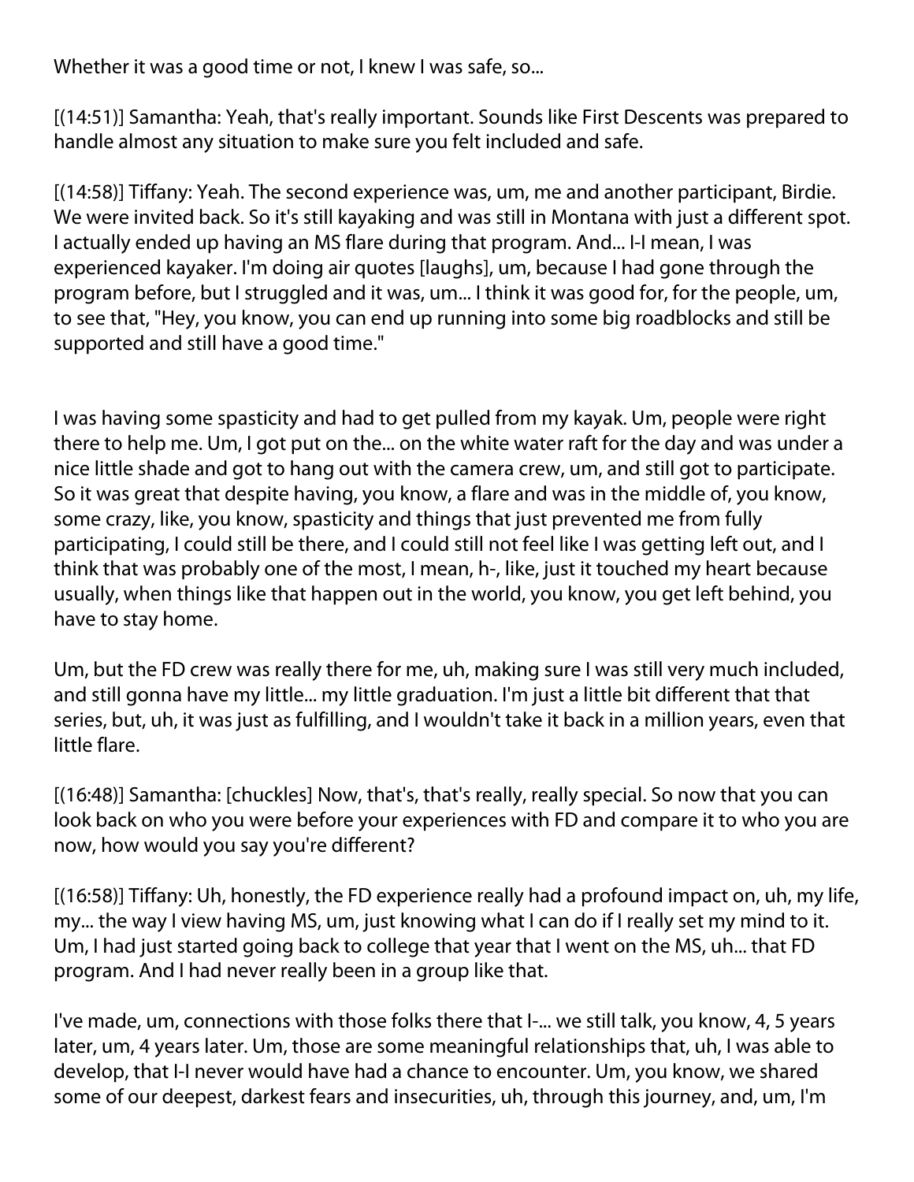Whether it was a good time or not, I knew I was safe, so...

[(14:51)] Samantha: Yeah, that's really important. Sounds like First Descents was prepared to handle almost any situation to make sure you felt included and safe.

[(14:58)] Tiffany: Yeah. The second experience was, um, me and another participant, Birdie. We were invited back. So it's still kayaking and was still in Montana with just a different spot. I actually ended up having an MS flare during that program. And... I-I mean, I was experienced kayaker. I'm doing air quotes [laughs], um, because I had gone through the program before, but I struggled and it was, um... I think it was good for, for the people, um, to see that, "Hey, you know, you can end up running into some big roadblocks and still be supported and still have a good time."

I was having some spasticity and had to get pulled from my kayak. Um, people were right there to help me. Um, I got put on the... on the white water raft for the day and was under a nice little shade and got to hang out with the camera crew, um, and still got to participate. So it was great that despite having, you know, a flare and was in the middle of, you know, some crazy, like, you know, spasticity and things that just prevented me from fully participating, I could still be there, and I could still not feel like I was getting left out, and I think that was probably one of the most, I mean, h-, like, just it touched my heart because usually, when things like that happen out in the world, you know, you get left behind, you have to stay home.

Um, but the FD crew was really there for me, uh, making sure I was still very much included, and still gonna have my little... my little graduation. I'm just a little bit different that that series, but, uh, it was just as fulfilling, and I wouldn't take it back in a million years, even that little flare.

[(16:48)] Samantha: [chuckles] Now, that's, that's really, really special. So now that you can look back on who you were before your experiences with FD and compare it to who you are now, how would you say you're different?

[(16:58)] Tiffany: Uh, honestly, the FD experience really had a profound impact on, uh, my life, my... the way I view having MS, um, just knowing what I can do if I really set my mind to it. Um, I had just started going back to college that year that I went on the MS, uh... that FD program. And I had never really been in a group like that.

I've made, um, connections with those folks there that I-... we still talk, you know, 4, 5 years later, um, 4 years later. Um, those are some meaningful relationships that, uh, I was able to develop, that I-I never would have had a chance to encounter. Um, you know, we shared some of our deepest, darkest fears and insecurities, uh, through this journey, and, um, I'm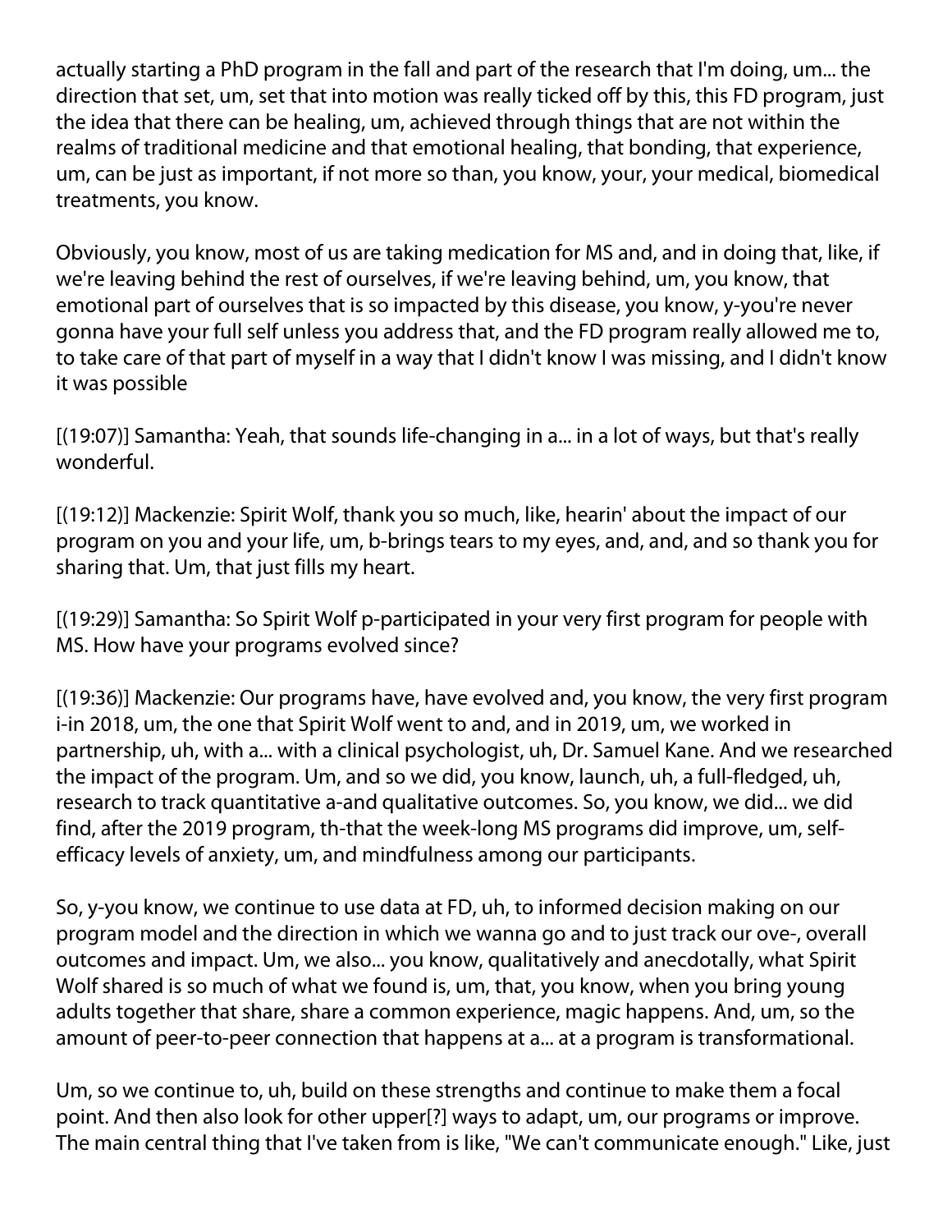actually starting a PhD program in the fall and part of the research that I'm doing, um... the direction that set, um, set that into motion was really ticked off by this, this FD program, just the idea that there can be healing, um, achieved through things that are not within the realms of traditional medicine and that emotional healing, that bonding, that experience, um, can be just as important, if not more so than, you know, your, your medical, biomedical treatments, you know.

Obviously, you know, most of us are taking medication for MS and, and in doing that, like, if we're leaving behind the rest of ourselves, if we're leaving behind, um, you know, that emotional part of ourselves that is so impacted by this disease, you know, y-you're never gonna have your full self unless you address that, and the FD program really allowed me to, to take care of that part of myself in a way that I didn't know I was missing, and I didn't know it was possible

[(19:07)] Samantha: Yeah, that sounds life-changing in a... in a lot of ways, but that's really wonderful.

[(19:12)] Mackenzie: Spirit Wolf, thank you so much, like, hearin' about the impact of our program on you and your life, um, b-brings tears to my eyes, and, and, and so thank you for sharing that. Um, that just fills my heart.

[(19:29)] Samantha: So Spirit Wolf p-participated in your very first program for people with MS. How have your programs evolved since?

[(19:36)] Mackenzie: Our programs have, have evolved and, you know, the very first program i-in 2018, um, the one that Spirit Wolf went to and, and in 2019, um, we worked in partnership, uh, with a... with a clinical psychologist, uh, Dr. Samuel Kane. And we researched the impact of the program. Um, and so we did, you know, launch, uh, a full-fledged, uh, research to track quantitative a-and qualitative outcomes. So, you know, we did... we did find, after the 2019 program, th-that the week-long MS programs did improve, um, self-efficacy levels of anxiety, um, and mindfulness among our participants.

So, y-you know, we continue to use data at FD, uh, to informed decision making on our program model and the direction in which we wanna go and to just track our ove-, overall outcomes and impact. Um, we also... you know, qualitatively and anecdotally, what Spirit Wolf shared is so much of what we found is, um, that, you know, when you bring young adults together that share, share a common experience, magic happens. And, um, so the amount of peer-to-peer connection that happens at a... at a program is transformational.

Um, so we continue to, uh, build on these strengths and continue to make them a focal point. And then also look for other upper[?] ways to adapt, um, our programs or improve. The main central thing that I've taken from is like, "We can't communicate enough." Like, just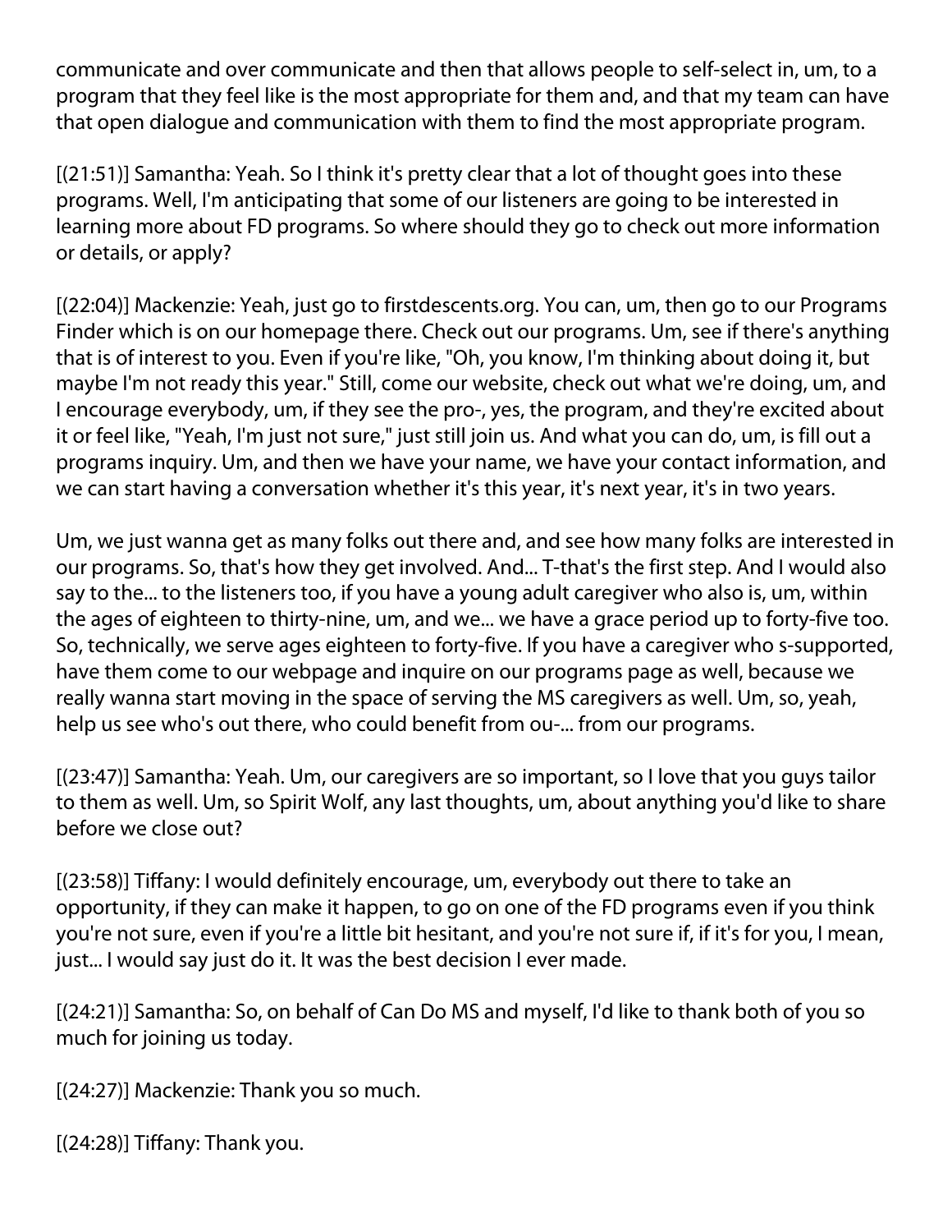communicate and over communicate and then that allows people to self-select in, um, to a program that they feel like is the most appropriate for them and, and that my team can have that open dialogue and communication with them to find the most appropriate program.

[(21:51)] Samantha: Yeah. So I think it's pretty clear that a lot of thought goes into these programs. Well, I'm anticipating that some of our listeners are going to be interested in learning more about FD programs. So where should they go to check out more information or details, or apply?

[(22:04)] Mackenzie: Yeah, just go to firstdescents.org. You can, um, then go to our Programs Finder which is on our homepage there. Check out our programs. Um, see if there's anything that is of interest to you. Even if you're like, "Oh, you know, I'm thinking about doing it, but maybe I'm not ready this year." Still, come our website, check out what we're doing, um, and I encourage everybody, um, if they see the pro-, yes, the program, and they're excited about it or feel like, "Yeah, I'm just not sure," just still join us. And what you can do, um, is fill out a programs inquiry. Um, and then we have your name, we have your contact information, and we can start having a conversation whether it's this year, it's next year, it's in two years.

Um, we just wanna get as many folks out there and, and see how many folks are interested in our programs. So, that's how they get involved. And... T-that's the first step. And I would also say to the... to the listeners too, if you have a young adult caregiver who also is, um, within the ages of eighteen to thirty-nine, um, and we... we have a grace period up to forty-five too. So, technically, we serve ages eighteen to forty-five. If you have a caregiver who s-supported, have them come to our webpage and inquire on our programs page as well, because we really wanna start moving in the space of serving the MS caregivers as well. Um, so, yeah, help us see who's out there, who could benefit from ou-... from our programs.

[(23:47)] Samantha: Yeah. Um, our caregivers are so important, so I love that you guys tailor to them as well. Um, so Spirit Wolf, any last thoughts, um, about anything you'd like to share before we close out?

[(23:58)] Tiffany: I would definitely encourage, um, everybody out there to take an opportunity, if they can make it happen, to go on one of the FD programs even if you think you're not sure, even if you're a little bit hesitant, and you're not sure if, if it's for you, I mean, just... I would say just do it. It was the best decision I ever made.

[(24:21)] Samantha: So, on behalf of Can Do MS and myself, I'd like to thank both of you so much for joining us today.

[(24:27)] Mackenzie: Thank you so much.

[(24:28)] Tiffany: Thank you.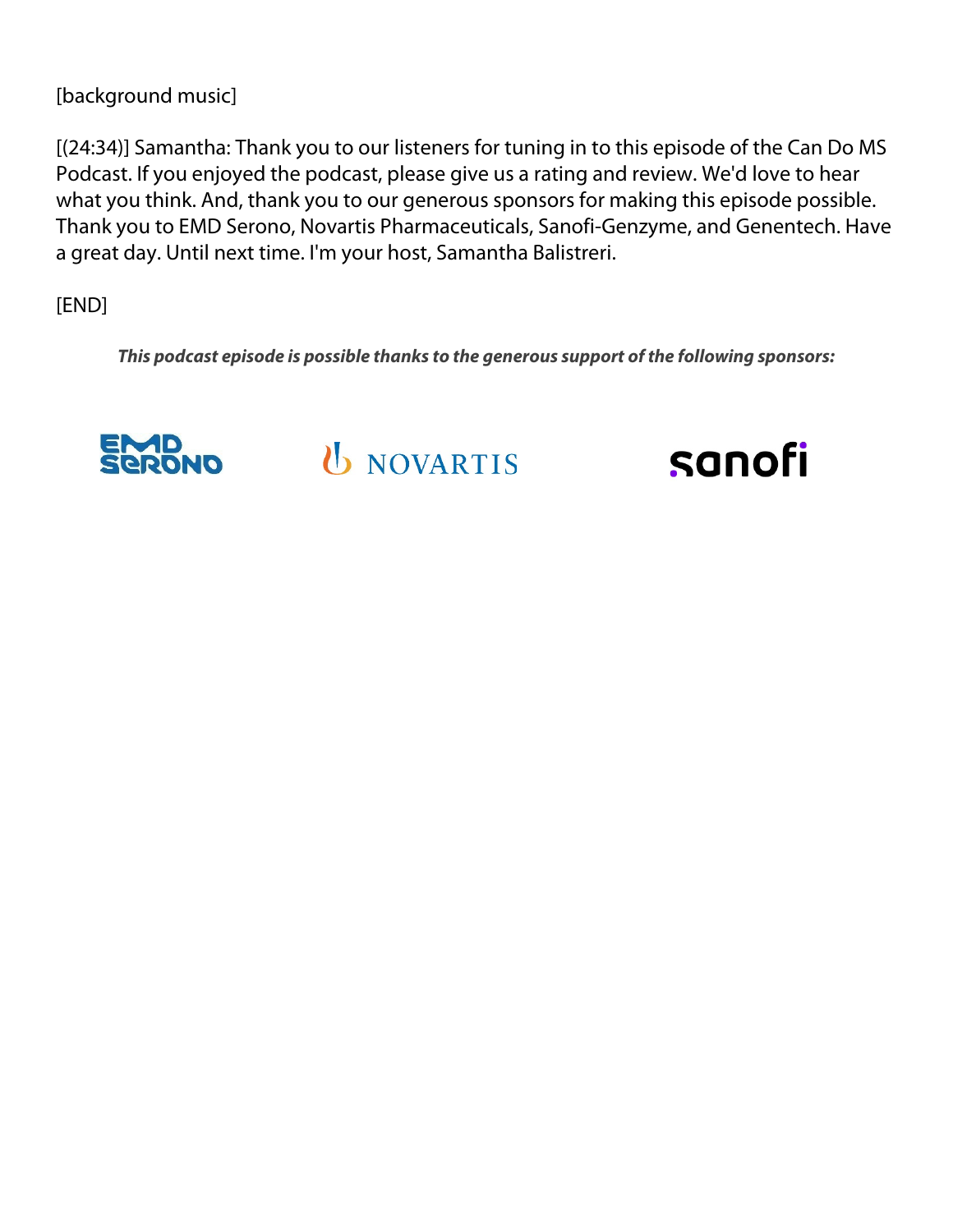[background music]

[(24:34)] Samantha: Thank you to our listeners for tuning in to this episode of the Can Do MS Podcast. If you enjoyed the podcast, please give us a rating and review. We'd love to hear what you think. And, thank you to our generous sponsors for making this episode possible. Thank you to EMD Serono, Novartis Pharmaceuticals, Sanofi-Genzyme, and Genentech. Have a great day. Until next time. I'm your host, Samantha Balistreri.

[END]

***This podcast episode is possible thanks to the generous support of the following sponsors:***

EMD SERONO    NOVARTIS    sanofi